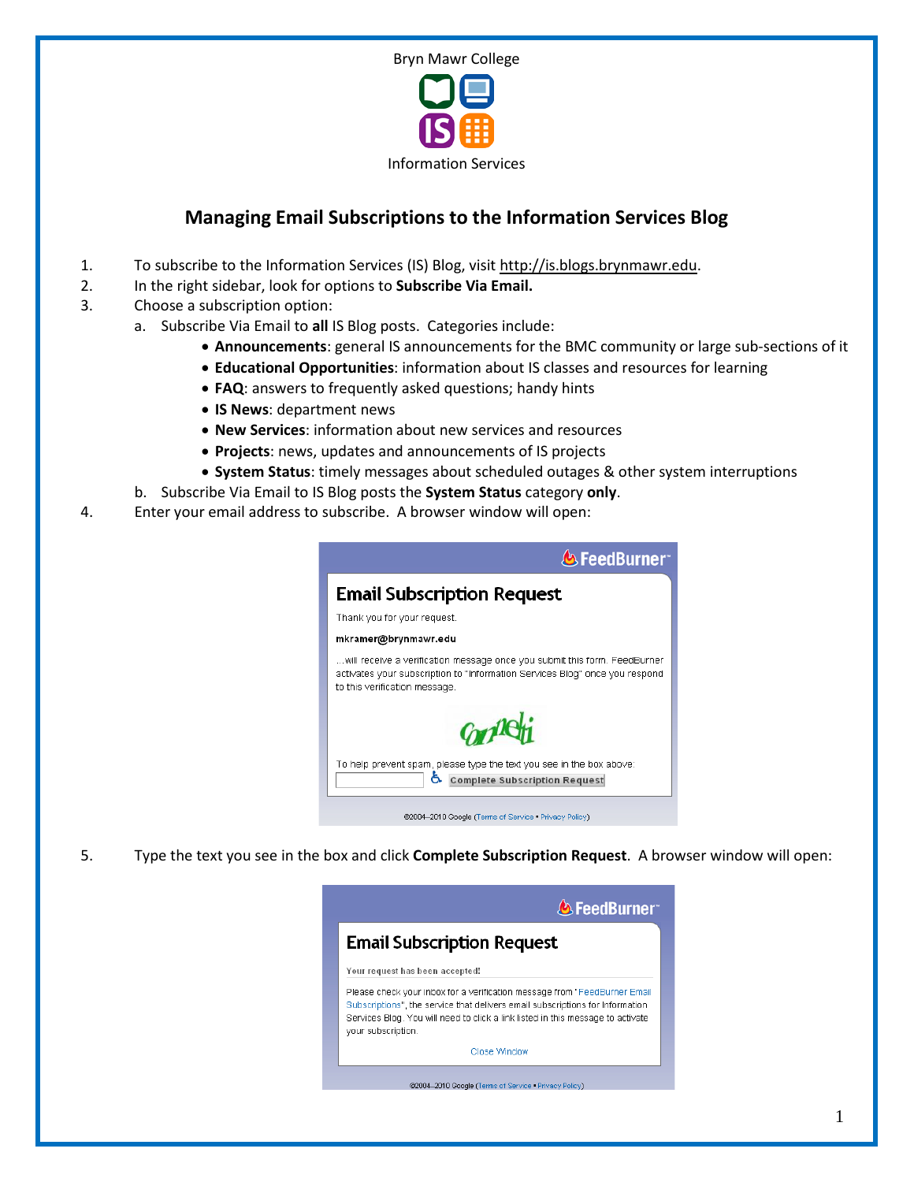Bryn Mawr College

Information Services

# Managing Email Subscriptions to the Information Services Blog

1. To subscribe to the Information Services (IS) Blog, visit http://is.blogs.brynmawr.edu.
2. In the right sidebar, look for options to **Subscribe Via Email.**
3. Choose a subscription option:
   a. Subscribe Via Email to **all** IS Blog posts. Categories include:
      - **Announcements**: general IS announcements for the BMC community or large sub-sections of it
      - **Educational Opportunities**: information about IS classes and resources for learning
      - **FAQ**: answers to frequently asked questions; handy hints
      - **IS News**: department news
      - **New Services**: information about new services and resources
      - **Projects**: news, updates and announcements of IS projects
      - **System Status**: timely messages about scheduled outages & other system interruptions

   b. Subscribe Via Email to IS Blog posts the **System Status** category **only**.
4. Enter your email address to subscribe. A browser window will open:

5. Type the text you see in the box and click **Complete Subscription Request**. A browser window will open: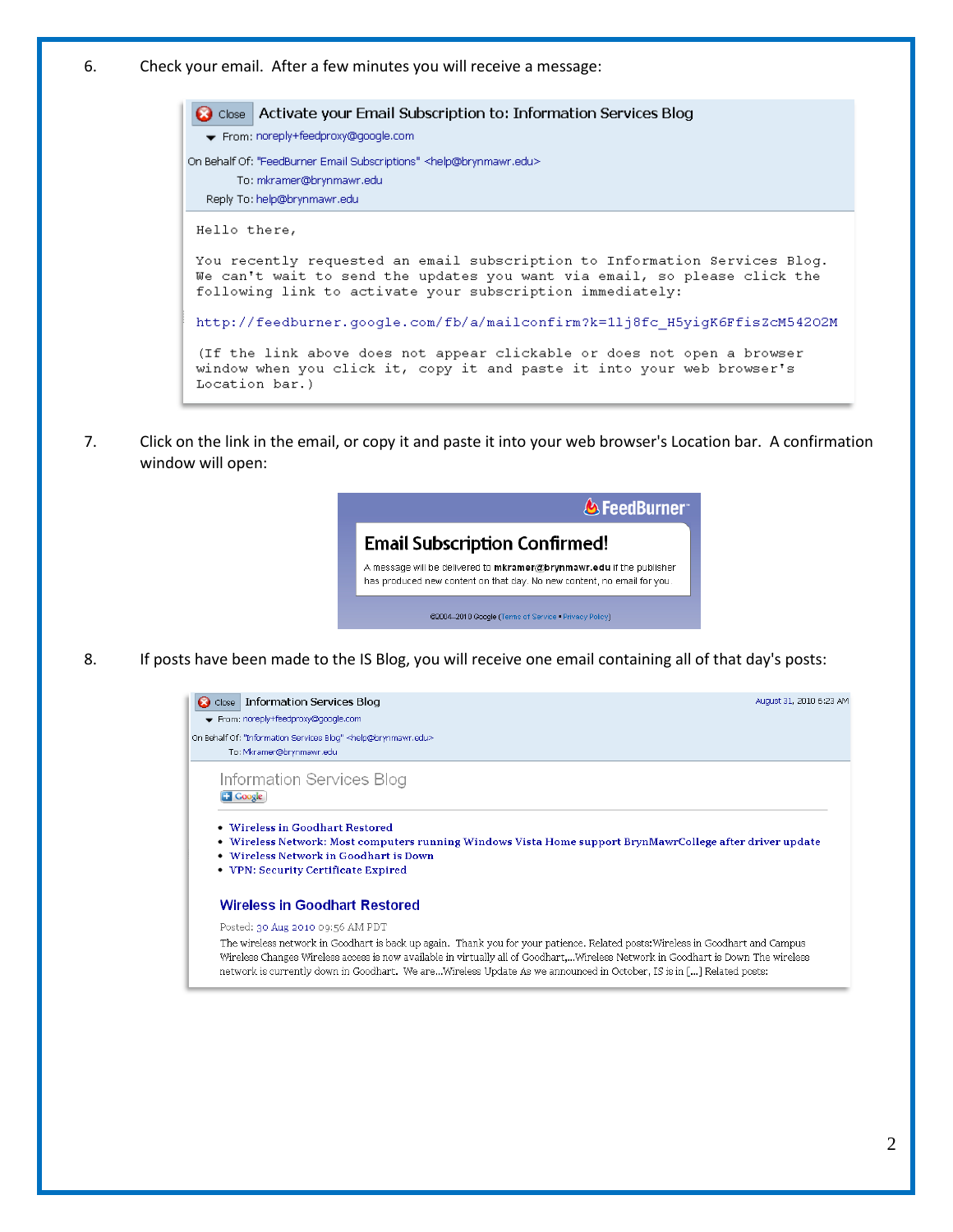6. Check your email. After a few minutes you will receive a message:

Close Activate your Email Subscription to: Information Services Blog
From: noreply+feedproxy@google.com
On Behalf Of: "FeedBurner Email Subscriptions" <help@brynmawr.edu>
To: mkramer@brynmawr.edu
Reply To: help@brynmawr.edu

```
Hello there,

You recently requested an email subscription to Information Services Blog.
We can't wait to send the updates you want via email, so please click the
following link to activate your subscription immediately:

http://feedburner.google.com/fb/a/mailconfirm?k=1lj8fc_H5yigK6FfisZcM54202M

(If the link above does not appear clickable or does not open a browser
window when you click it, copy it and paste it into your web browser's
Location bar.)
```

7. Click on the link in the email, or copy it and paste it into your web browser's Location bar. A confirmation window will open:

FeedBurner

**Email Subscription Confirmed!**

A message will be delivered to **mkramer@brynmawr.edu** if the publisher has produced new content on that day. No new content, no email for you.

©2004–2010 Google (Terms of Service • Privacy Policy)

8. If posts have been made to the IS Blog, you will receive one email containing all of that day's posts:

Close Information Services Blog — August 31, 2010 6:23 AM
From: noreply+feedproxy@google.com
On Behalf Of: "Information Services Blog" <help@brynmawr.edu>
To: Mkramer@brynmawr.edu

Information Services Blog

- Wireless in Goodhart Restored
- Wireless Network: Most computers running Windows Vista Home support BrynMawrCollege after driver update
- Wireless Network in Goodhart is Down
- VPN: Security Certificate Expired

**Wireless in Goodhart Restored**

Posted: 30 Aug 2010 09:56 AM PDT

The wireless network in Goodhart is back up again. Thank you for your patience. Related posts:Wireless in Goodhart and Campus Wireless Changes Wireless access is now available in virtually all of Goodhart,...Wireless Network in Goodhart is Down The wireless network is currently down in Goodhart. We are...Wireless Update As we announced in October, IS is in [...] Related posts: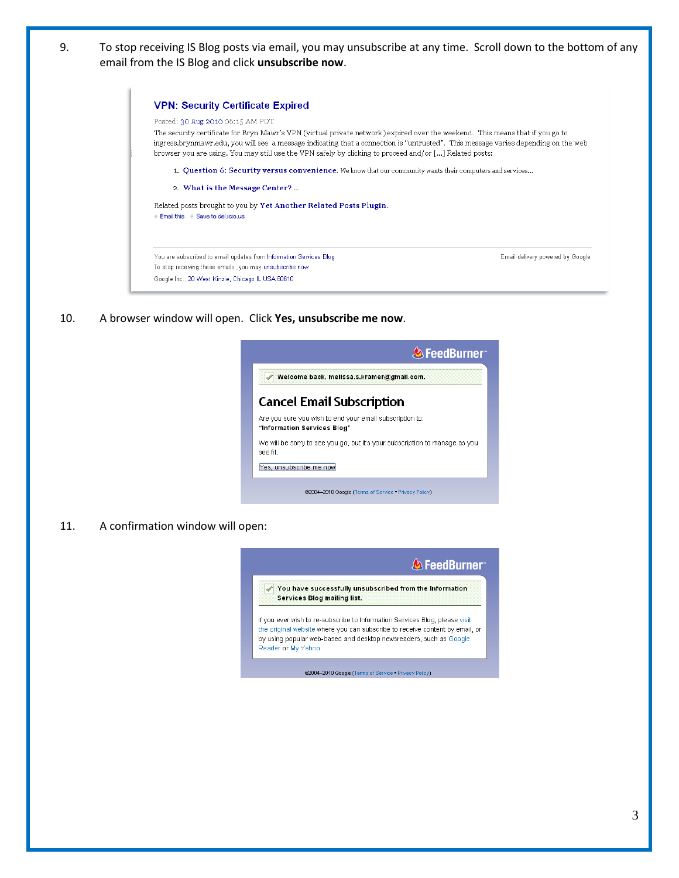9. To stop receiving IS Blog posts via email, you may unsubscribe at any time. Scroll down to the bottom of any email from the IS Blog and click **unsubscribe now**.

**VPN: Security Certificate Expired**

Posted: 30 Aug 2010 06:15 AM PDT

The security certificate for Bryn Mawr's VPN (virtual private network) expired over the weekend. This means that if you go to ingress.brynmawr.edu, you will see a message indicating that a connection is "untrusted". This message varies depending on the web browser you are using. You may still use the VPN safely by clicking to proceed and/or [...] Related posts:

1. Question 6: Security versus convenience. We know that our community wants their computers and services...
2. What is the Message Center? ...

Related posts brought to you by Yet Another Related Posts Plugin.

Email this · Save to del.icio.us

You are subscribed to email updates from Information Services Blog
To stop receiving these emails, you may unsubscribe now.
Google Inc., 20 West Kinzie, Chicago IL USA 60610

Email delivery powered by Google

10. A browser window will open. Click **Yes, unsubscribe me now**.

FeedBurner

Welcome back, melissa.s.kramer@gmail.com.

**Cancel Email Subscription**

Are you sure you wish to end your email subscription to:
**"Information Services Blog"**

We will be sorry to see you go, but it's your subscription to manage as you see fit.

Yes, unsubscribe me now

©2004–2010 Google (Terms of Service • Privacy Policy)

11. A confirmation window will open:

FeedBurner

**You have successfully unsubscribed from the Information Services Blog mailing list.**

If you ever wish to re-subscribe to Information Services Blog, please visit the original website where you can subscribe to receive content by email, or by using popular web-based and desktop newsreaders, such as Google Reader or My Yahoo.

©2004–2010 Google (Terms of Service • Privacy Policy)